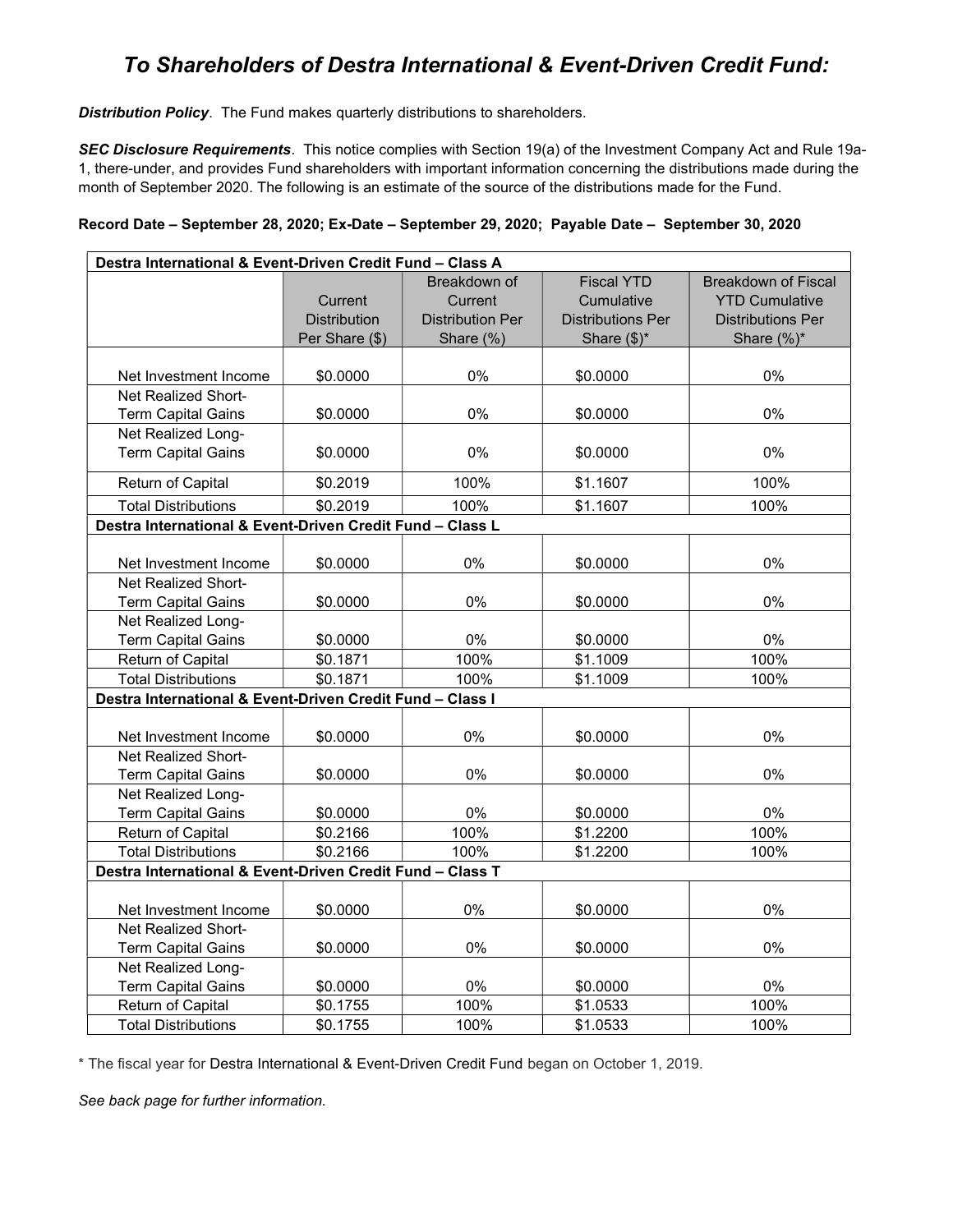# *To Shareholders of Destra International & Event-Driven Credit Fund:*

***Distribution Policy***. The Fund makes quarterly distributions to shareholders.

***SEC Disclosure Requirements***. This notice complies with Section 19(a) of the Investment Company Act and Rule 19a-1, there-under, and provides Fund shareholders with important information concerning the distributions made during the month of September 2020. The following is an estimate of the source of the distributions made for the Fund.

**Record Date – September 28, 2020; Ex-Date – September 29, 2020; Payable Date – September 30, 2020**

| | Current Distribution Per Share ($) | Breakdown of Current Distribution Per Share (%) | Fiscal YTD Cumulative Distributions Per Share ($)* | Breakdown of Fiscal YTD Cumulative Distributions Per Share (%)* |
|---|---|---|---|---|
| **Destra International & Event-Driven Credit Fund – Class A** | | | | |
| Net Investment Income | $0.0000 | 0% | $0.0000 | 0% |
| Net Realized Short-Term Capital Gains | $0.0000 | 0% | $0.0000 | 0% |
| Net Realized Long-Term Capital Gains | $0.0000 | 0% | $0.0000 | 0% |
| Return of Capital | $0.2019 | 100% | $1.1607 | 100% |
| Total Distributions | $0.2019 | 100% | $1.1607 | 100% |
| **Destra International & Event-Driven Credit Fund – Class L** | | | | |
| Net Investment Income | $0.0000 | 0% | $0.0000 | 0% |
| Net Realized Short-Term Capital Gains | $0.0000 | 0% | $0.0000 | 0% |
| Net Realized Long-Term Capital Gains | $0.0000 | 0% | $0.0000 | 0% |
| Return of Capital | $0.1871 | 100% | $1.1009 | 100% |
| Total Distributions | $0.1871 | 100% | $1.1009 | 100% |
| **Destra International & Event-Driven Credit Fund – Class I** | | | | |
| Net Investment Income | $0.0000 | 0% | $0.0000 | 0% |
| Net Realized Short-Term Capital Gains | $0.0000 | 0% | $0.0000 | 0% |
| Net Realized Long-Term Capital Gains | $0.0000 | 0% | $0.0000 | 0% |
| Return of Capital | $0.2166 | 100% | $1.2200 | 100% |
| Total Distributions | $0.2166 | 100% | $1.2200 | 100% |
| **Destra International & Event-Driven Credit Fund – Class T** | | | | |
| Net Investment Income | $0.0000 | 0% | $0.0000 | 0% |
| Net Realized Short-Term Capital Gains | $0.0000 | 0% | $0.0000 | 0% |
| Net Realized Long-Term Capital Gains | $0.0000 | 0% | $0.0000 | 0% |
| Return of Capital | $0.1755 | 100% | $1.0533 | 100% |
| Total Distributions | $0.1755 | 100% | $1.0533 | 100% |

* The fiscal year for Destra International & Event-Driven Credit Fund began on October 1, 2019.

*See back page for further information.*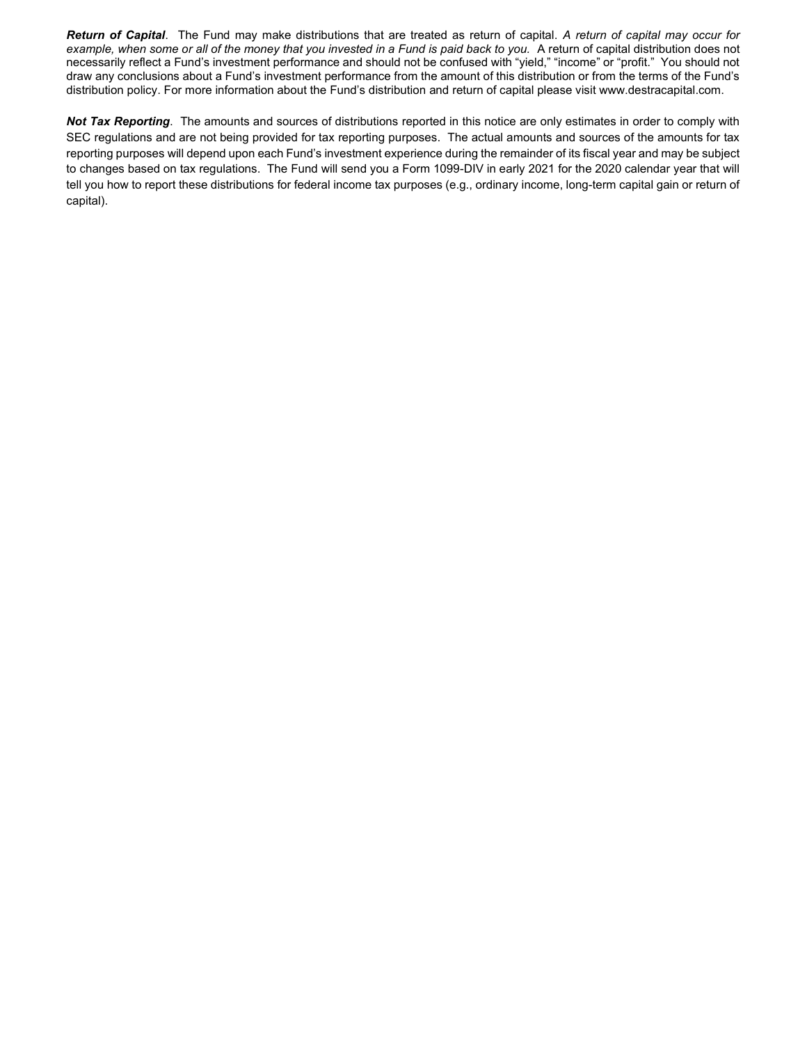***Return of Capital***. The Fund may make distributions that are treated as return of capital. *A return of capital may occur for example, when some or all of the money that you invested in a Fund is paid back to you.* A return of capital distribution does not necessarily reflect a Fund's investment performance and should not be confused with "yield," "income" or "profit." You should not draw any conclusions about a Fund's investment performance from the amount of this distribution or from the terms of the Fund's distribution policy. For more information about the Fund's distribution and return of capital please visit www.destracapital.com.

***Not Tax Reporting***. The amounts and sources of distributions reported in this notice are only estimates in order to comply with SEC regulations and are not being provided for tax reporting purposes. The actual amounts and sources of the amounts for tax reporting purposes will depend upon each Fund's investment experience during the remainder of its fiscal year and may be subject to changes based on tax regulations. The Fund will send you a Form 1099-DIV in early 2021 for the 2020 calendar year that will tell you how to report these distributions for federal income tax purposes (e.g., ordinary income, long-term capital gain or return of capital).